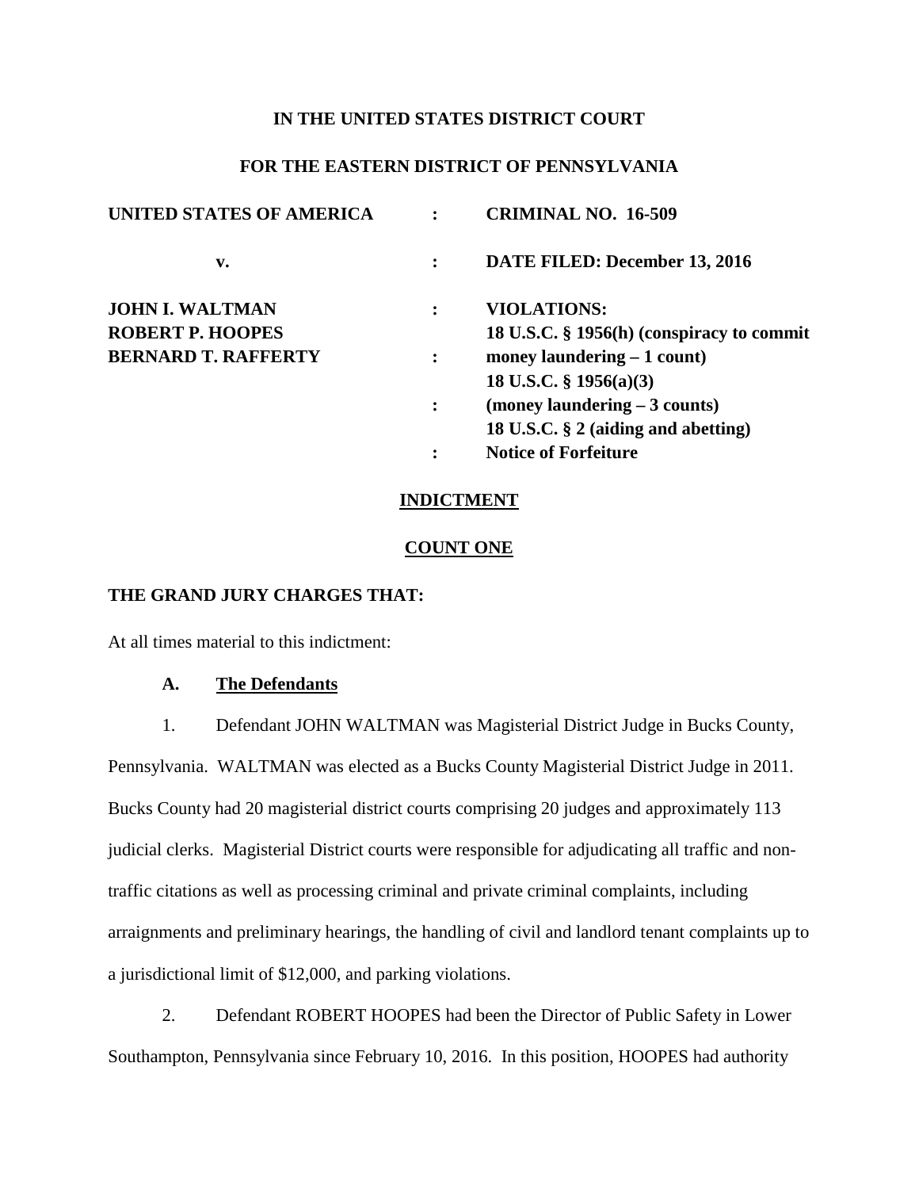**IN THE UNITED STATES DISTRICT COURT**

**FOR THE EASTERN DISTRICT OF PENNSYLVANIA**

| | | |
|---|---|---|
| **UNITED STATES OF AMERICA** | **:** | **CRIMINAL NO. 16-509** |
| **v.** | **:** | **DATE FILED: December 13, 2016** |
| **JOHN I. WALTMAN** | **:** | **VIOLATIONS:** |
| **ROBERT P. HOOPES** | | **18 U.S.C. § 1956(h) (conspiracy to commit** |
| **BERNARD T. RAFFERTY** | **:** | **money laundering – 1 count)** |
| | | **18 U.S.C. § 1956(a)(3)** |
| | **:** | **(money laundering – 3 counts)** |
| | | **18 U.S.C. § 2 (aiding and abetting)** |
| | **:** | **Notice of Forfeiture** |

**INDICTMENT**

**COUNT ONE**

**THE GRAND JURY CHARGES THAT:**

At all times material to this indictment:

**A. The Defendants**

1. Defendant JOHN WALTMAN was Magisterial District Judge in Bucks County, Pennsylvania. WALTMAN was elected as a Bucks County Magisterial District Judge in 2011. Bucks County had 20 magisterial district courts comprising 20 judges and approximately 113 judicial clerks. Magisterial District courts were responsible for adjudicating all traffic and non-traffic citations as well as processing criminal and private criminal complaints, including arraignments and preliminary hearings, the handling of civil and landlord tenant complaints up to a jurisdictional limit of $12,000, and parking violations.

2. Defendant ROBERT HOOPES had been the Director of Public Safety in Lower Southampton, Pennsylvania since February 10, 2016. In this position, HOOPES had authority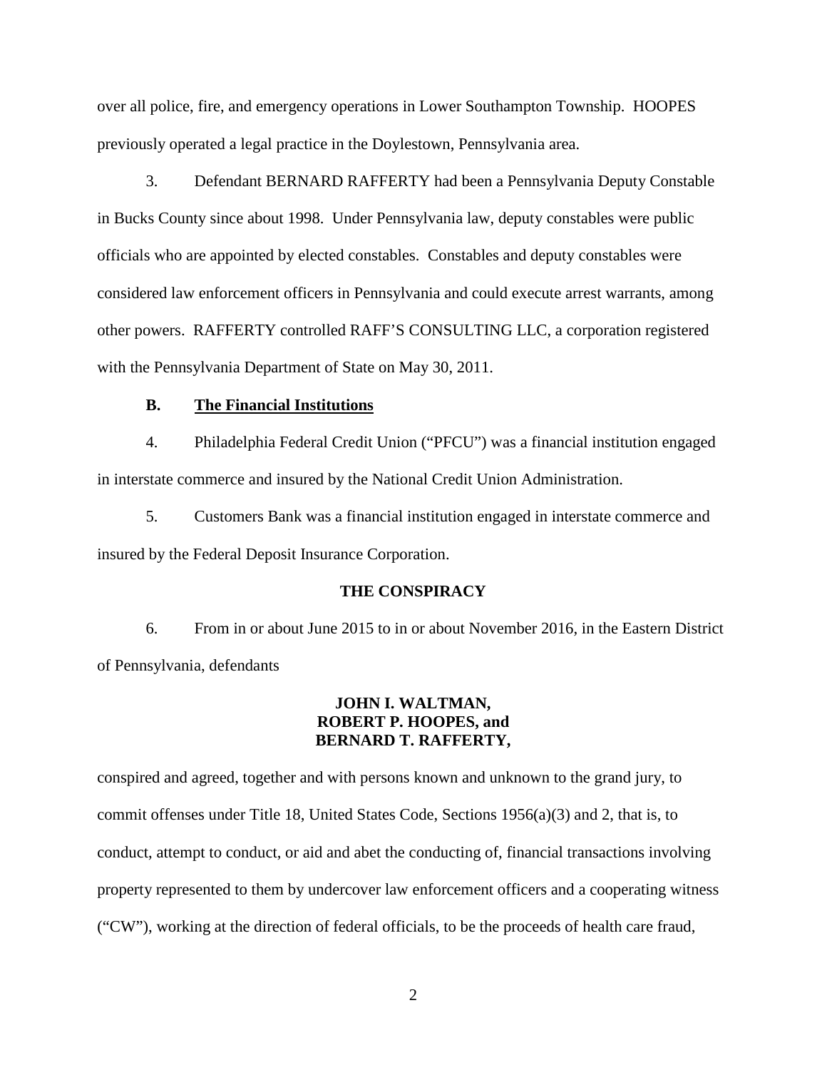over all police, fire, and emergency operations in Lower Southampton Township. HOOPES previously operated a legal practice in the Doylestown, Pennsylvania area.

3. Defendant BERNARD RAFFERTY had been a Pennsylvania Deputy Constable in Bucks County since about 1998. Under Pennsylvania law, deputy constables were public officials who are appointed by elected constables. Constables and deputy constables were considered law enforcement officers in Pennsylvania and could execute arrest warrants, among other powers. RAFFERTY controlled RAFF'S CONSULTING LLC, a corporation registered with the Pennsylvania Department of State on May 30, 2011.

**B. <u>The Financial Institutions</u>**

4. Philadelphia Federal Credit Union ("PFCU") was a financial institution engaged in interstate commerce and insured by the National Credit Union Administration.

5. Customers Bank was a financial institution engaged in interstate commerce and insured by the Federal Deposit Insurance Corporation.

**THE CONSPIRACY**

6. From in or about June 2015 to in or about November 2016, in the Eastern District of Pennsylvania, defendants

**JOHN I. WALTMAN,
ROBERT P. HOOPES, and
BERNARD T. RAFFERTY,**

conspired and agreed, together and with persons known and unknown to the grand jury, to commit offenses under Title 18, United States Code, Sections 1956(a)(3) and 2, that is, to conduct, attempt to conduct, or aid and abet the conducting of, financial transactions involving property represented to them by undercover law enforcement officers and a cooperating witness ("CW"), working at the direction of federal officials, to be the proceeds of health care fraud,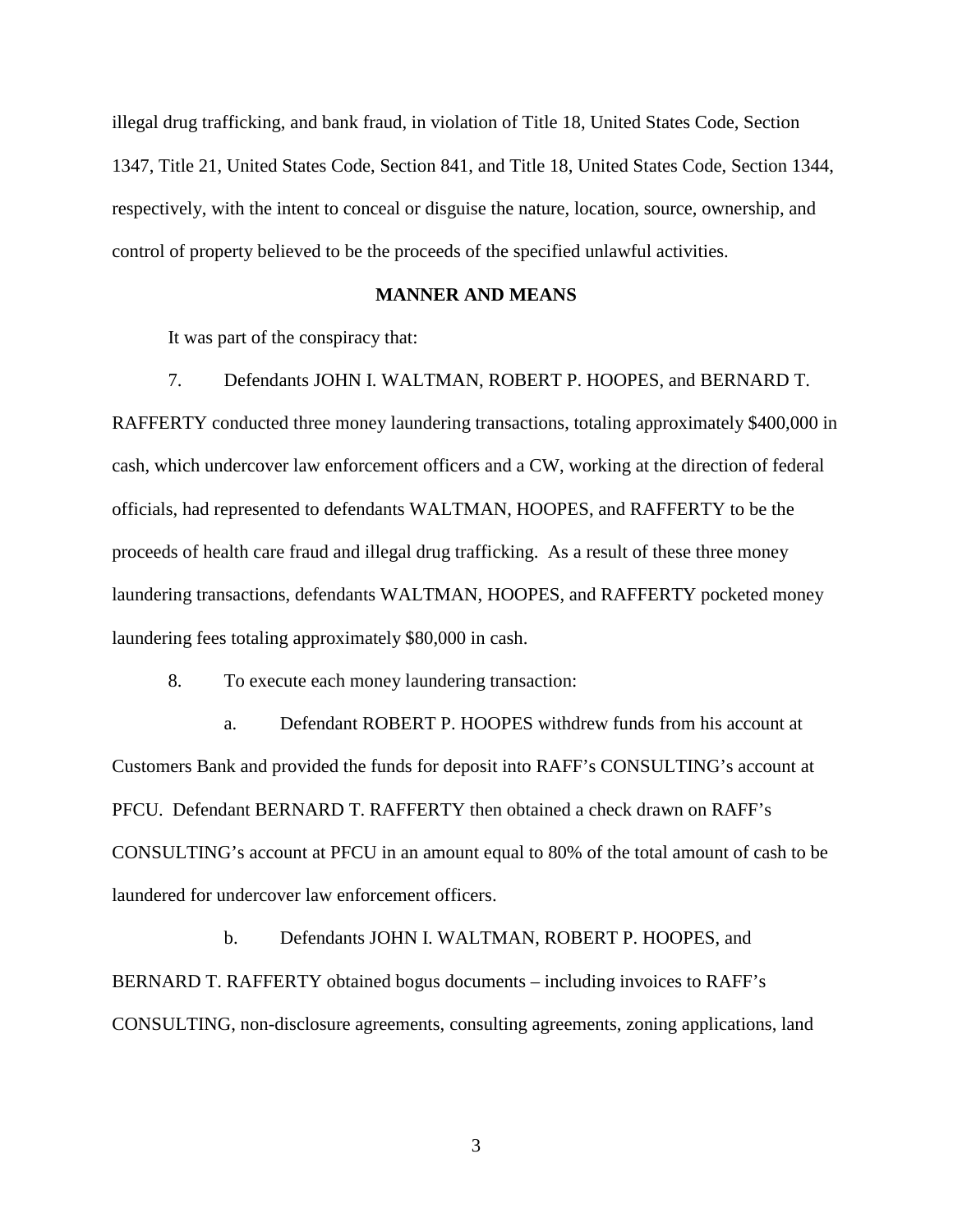illegal drug trafficking, and bank fraud, in violation of Title 18, United States Code, Section 1347, Title 21, United States Code, Section 841, and Title 18, United States Code, Section 1344, respectively, with the intent to conceal or disguise the nature, location, source, ownership, and control of property believed to be the proceeds of the specified unlawful activities.

**MANNER AND MEANS**

It was part of the conspiracy that:

7. Defendants JOHN I. WALTMAN, ROBERT P. HOOPES, and BERNARD T. RAFFERTY conducted three money laundering transactions, totaling approximately $400,000 in cash, which undercover law enforcement officers and a CW, working at the direction of federal officials, had represented to defendants WALTMAN, HOOPES, and RAFFERTY to be the proceeds of health care fraud and illegal drug trafficking. As a result of these three money laundering transactions, defendants WALTMAN, HOOPES, and RAFFERTY pocketed money laundering fees totaling approximately $80,000 in cash.

8. To execute each money laundering transaction:

a. Defendant ROBERT P. HOOPES withdrew funds from his account at Customers Bank and provided the funds for deposit into RAFF's CONSULTING's account at PFCU. Defendant BERNARD T. RAFFERTY then obtained a check drawn on RAFF's CONSULTING's account at PFCU in an amount equal to 80% of the total amount of cash to be laundered for undercover law enforcement officers.

b. Defendants JOHN I. WALTMAN, ROBERT P. HOOPES, and BERNARD T. RAFFERTY obtained bogus documents – including invoices to RAFF's CONSULTING, non-disclosure agreements, consulting agreements, zoning applications, land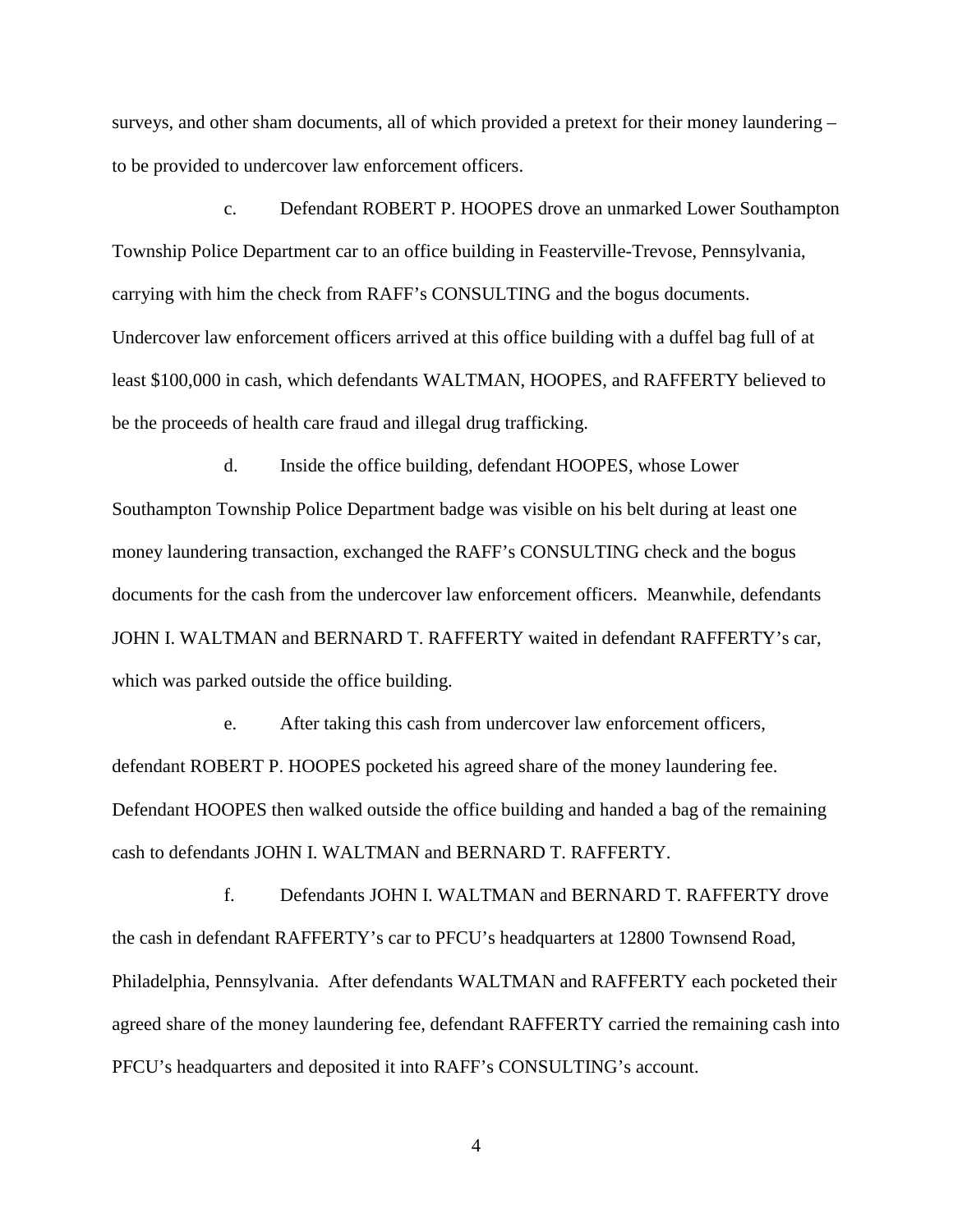surveys, and other sham documents, all of which provided a pretext for their money laundering – to be provided to undercover law enforcement officers.

c. Defendant ROBERT P. HOOPES drove an unmarked Lower Southampton Township Police Department car to an office building in Feasterville-Trevose, Pennsylvania, carrying with him the check from RAFF's CONSULTING and the bogus documents. Undercover law enforcement officers arrived at this office building with a duffel bag full of at least $100,000 in cash, which defendants WALTMAN, HOOPES, and RAFFERTY believed to be the proceeds of health care fraud and illegal drug trafficking.

d. Inside the office building, defendant HOOPES, whose Lower Southampton Township Police Department badge was visible on his belt during at least one money laundering transaction, exchanged the RAFF's CONSULTING check and the bogus documents for the cash from the undercover law enforcement officers. Meanwhile, defendants JOHN I. WALTMAN and BERNARD T. RAFFERTY waited in defendant RAFFERTY's car, which was parked outside the office building.

e. After taking this cash from undercover law enforcement officers, defendant ROBERT P. HOOPES pocketed his agreed share of the money laundering fee. Defendant HOOPES then walked outside the office building and handed a bag of the remaining cash to defendants JOHN I. WALTMAN and BERNARD T. RAFFERTY.

f. Defendants JOHN I. WALTMAN and BERNARD T. RAFFERTY drove the cash in defendant RAFFERTY's car to PFCU's headquarters at 12800 Townsend Road, Philadelphia, Pennsylvania. After defendants WALTMAN and RAFFERTY each pocketed their agreed share of the money laundering fee, defendant RAFFERTY carried the remaining cash into PFCU's headquarters and deposited it into RAFF's CONSULTING's account.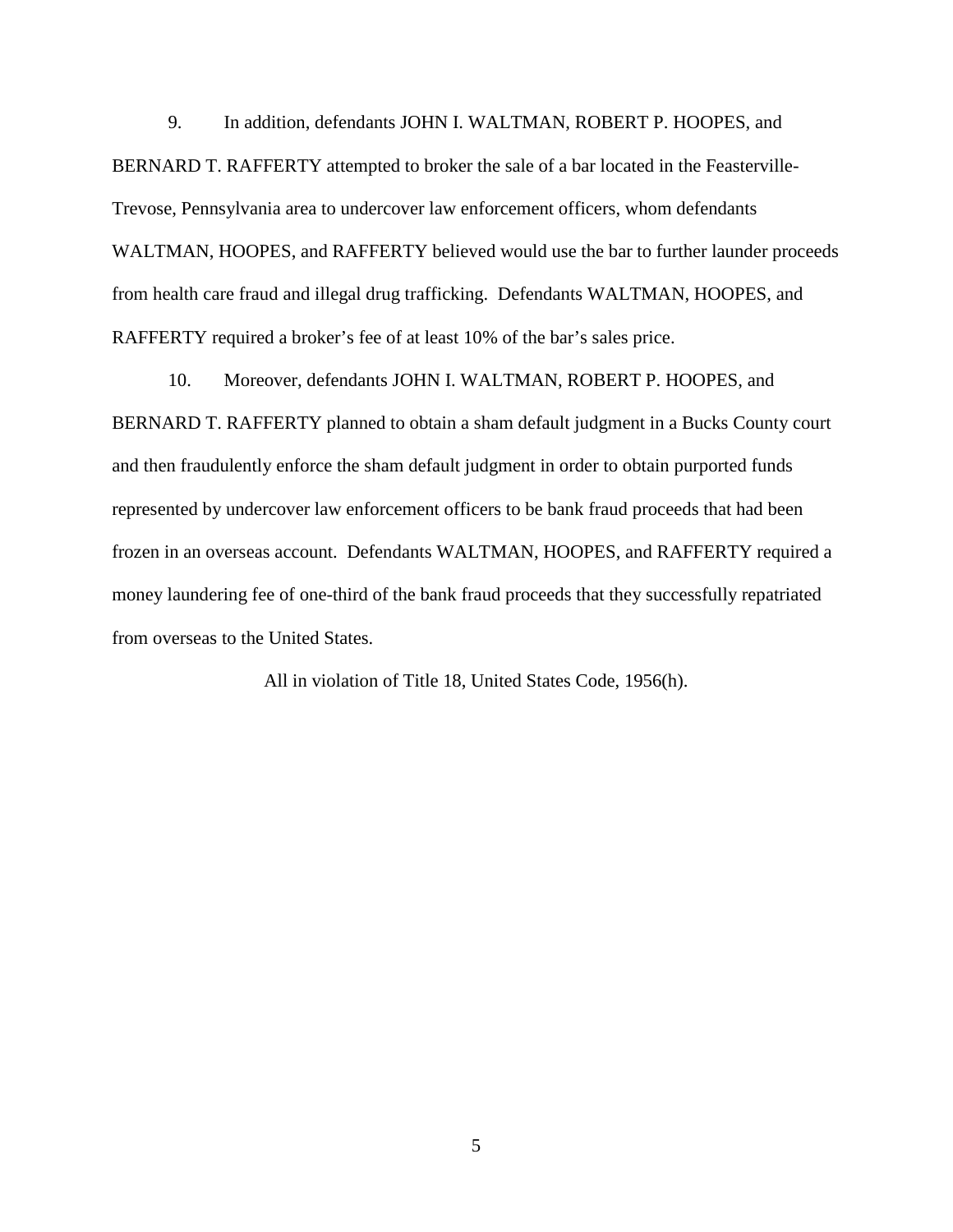9. In addition, defendants JOHN I. WALTMAN, ROBERT P. HOOPES, and BERNARD T. RAFFERTY attempted to broker the sale of a bar located in the Feasterville-Trevose, Pennsylvania area to undercover law enforcement officers, whom defendants WALTMAN, HOOPES, and RAFFERTY believed would use the bar to further launder proceeds from health care fraud and illegal drug trafficking. Defendants WALTMAN, HOOPES, and RAFFERTY required a broker's fee of at least 10% of the bar's sales price.

10. Moreover, defendants JOHN I. WALTMAN, ROBERT P. HOOPES, and BERNARD T. RAFFERTY planned to obtain a sham default judgment in a Bucks County court and then fraudulently enforce the sham default judgment in order to obtain purported funds represented by undercover law enforcement officers to be bank fraud proceeds that had been frozen in an overseas account. Defendants WALTMAN, HOOPES, and RAFFERTY required a money laundering fee of one-third of the bank fraud proceeds that they successfully repatriated from overseas to the United States.

All in violation of Title 18, United States Code, 1956(h).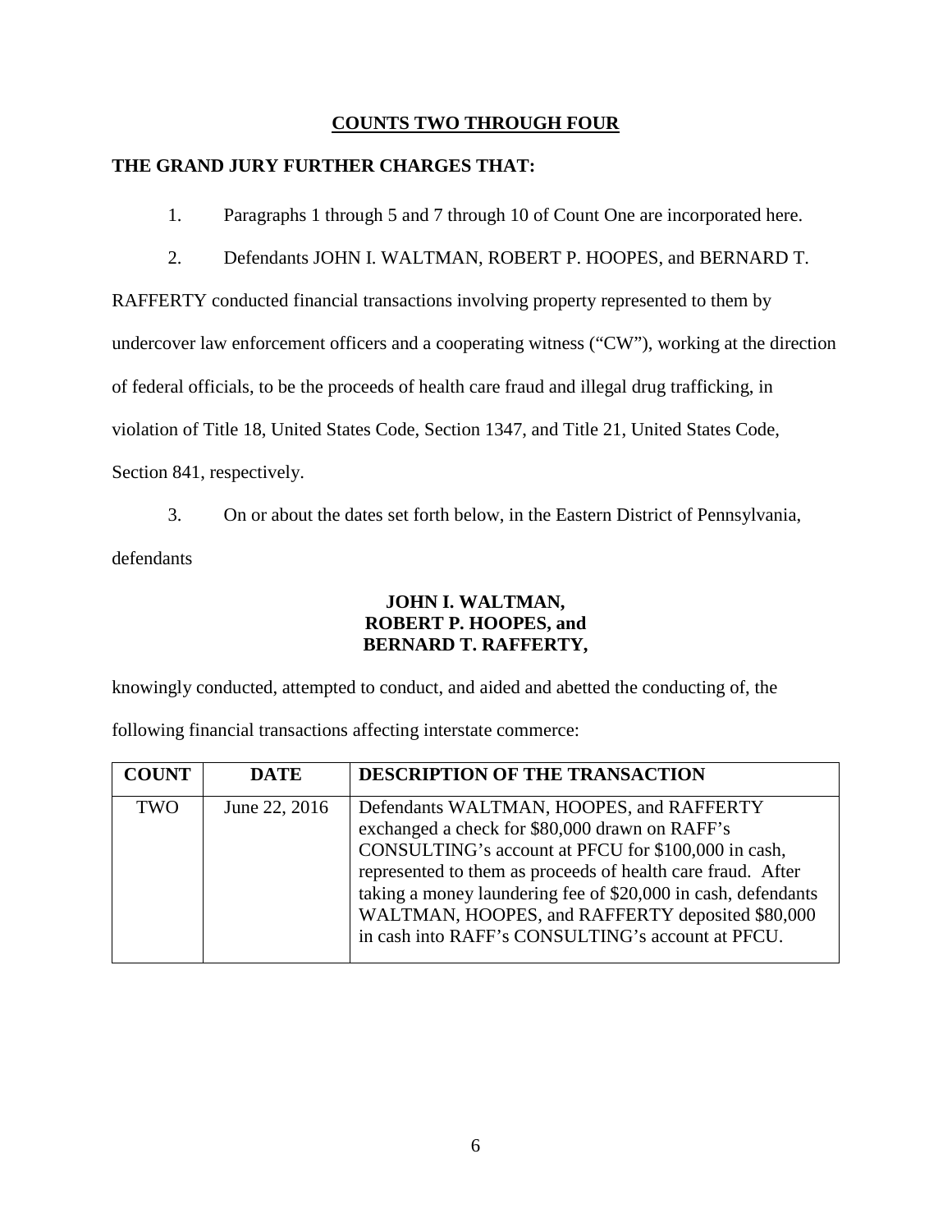## COUNTS TWO THROUGH FOUR

**THE GRAND JURY FURTHER CHARGES THAT:**

1. Paragraphs 1 through 5 and 7 through 10 of Count One are incorporated here.

2. Defendants JOHN I. WALTMAN, ROBERT P. HOOPES, and BERNARD T. RAFFERTY conducted financial transactions involving property represented to them by undercover law enforcement officers and a cooperating witness ("CW"), working at the direction of federal officials, to be the proceeds of health care fraud and illegal drug trafficking, in violation of Title 18, United States Code, Section 1347, and Title 21, United States Code, Section 841, respectively.

3. On or about the dates set forth below, in the Eastern District of Pennsylvania, defendants

**JOHN I. WALTMAN,**
**ROBERT P. HOOPES, and**
**BERNARD T. RAFFERTY,**

knowingly conducted, attempted to conduct, and aided and abetted the conducting of, the following financial transactions affecting interstate commerce:

| COUNT | DATE | DESCRIPTION OF THE TRANSACTION |
|---|---|---|
| TWO | June 22, 2016 | Defendants WALTMAN, HOOPES, and RAFFERTY exchanged a check for $80,000 drawn on RAFF's CONSULTING's account at PFCU for $100,000 in cash, represented to them as proceeds of health care fraud. After taking a money laundering fee of $20,000 in cash, defendants WALTMAN, HOOPES, and RAFFERTY deposited $80,000 in cash into RAFF's CONSULTING's account at PFCU. |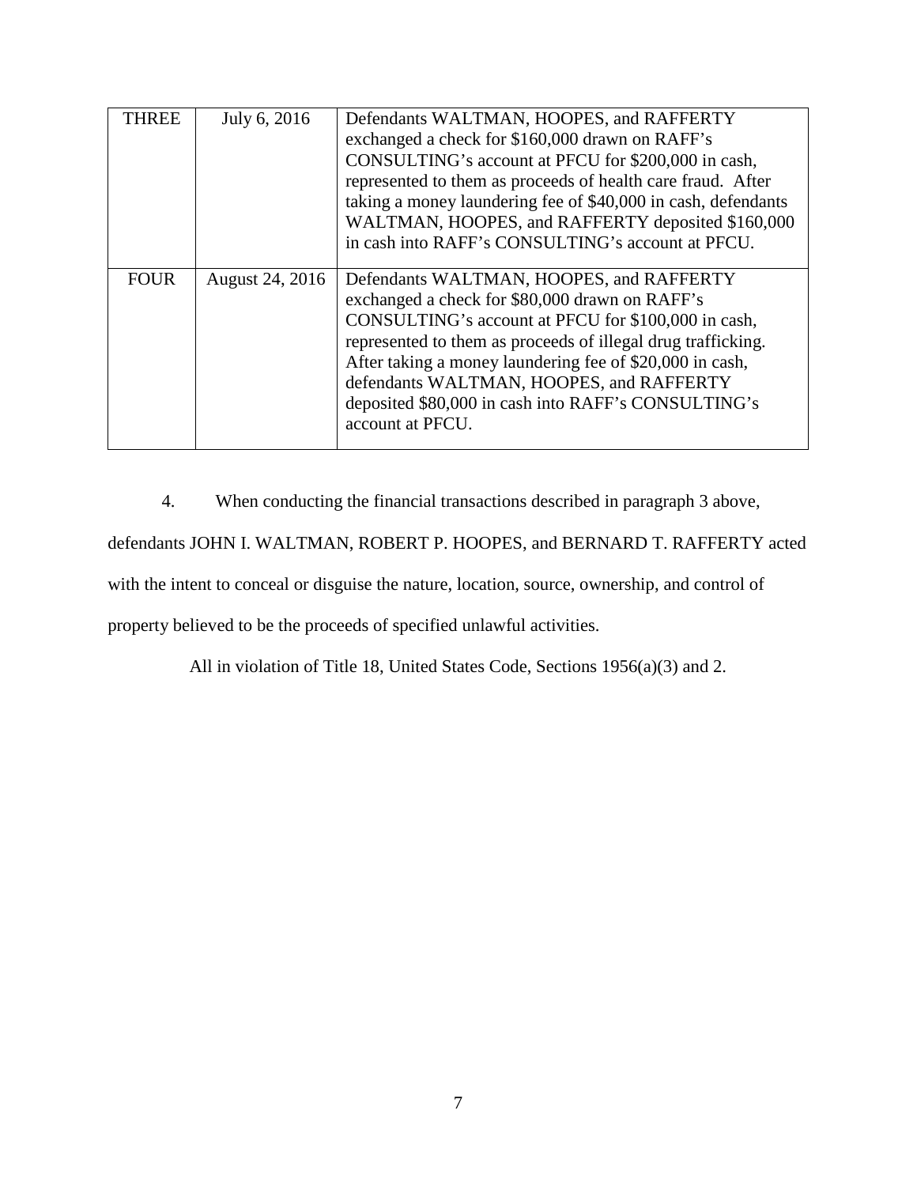| | | |
|---|---|---|
| THREE | July 6, 2016 | Defendants WALTMAN, HOOPES, and RAFFERTY exchanged a check for $160,000 drawn on RAFF's CONSULTING's account at PFCU for $200,000 in cash, represented to them as proceeds of health care fraud. After taking a money laundering fee of $40,000 in cash, defendants WALTMAN, HOOPES, and RAFFERTY deposited $160,000 in cash into RAFF's CONSULTING's account at PFCU. |
| FOUR | August 24, 2016 | Defendants WALTMAN, HOOPES, and RAFFERTY exchanged a check for $80,000 drawn on RAFF's CONSULTING's account at PFCU for $100,000 in cash, represented to them as proceeds of illegal drug trafficking. After taking a money laundering fee of $20,000 in cash, defendants WALTMAN, HOOPES, and RAFFERTY deposited $80,000 in cash into RAFF's CONSULTING's account at PFCU. |

4. When conducting the financial transactions described in paragraph 3 above, defendants JOHN I. WALTMAN, ROBERT P. HOOPES, and BERNARD T. RAFFERTY acted with the intent to conceal or disguise the nature, location, source, ownership, and control of property believed to be the proceeds of specified unlawful activities.

All in violation of Title 18, United States Code, Sections 1956(a)(3) and 2.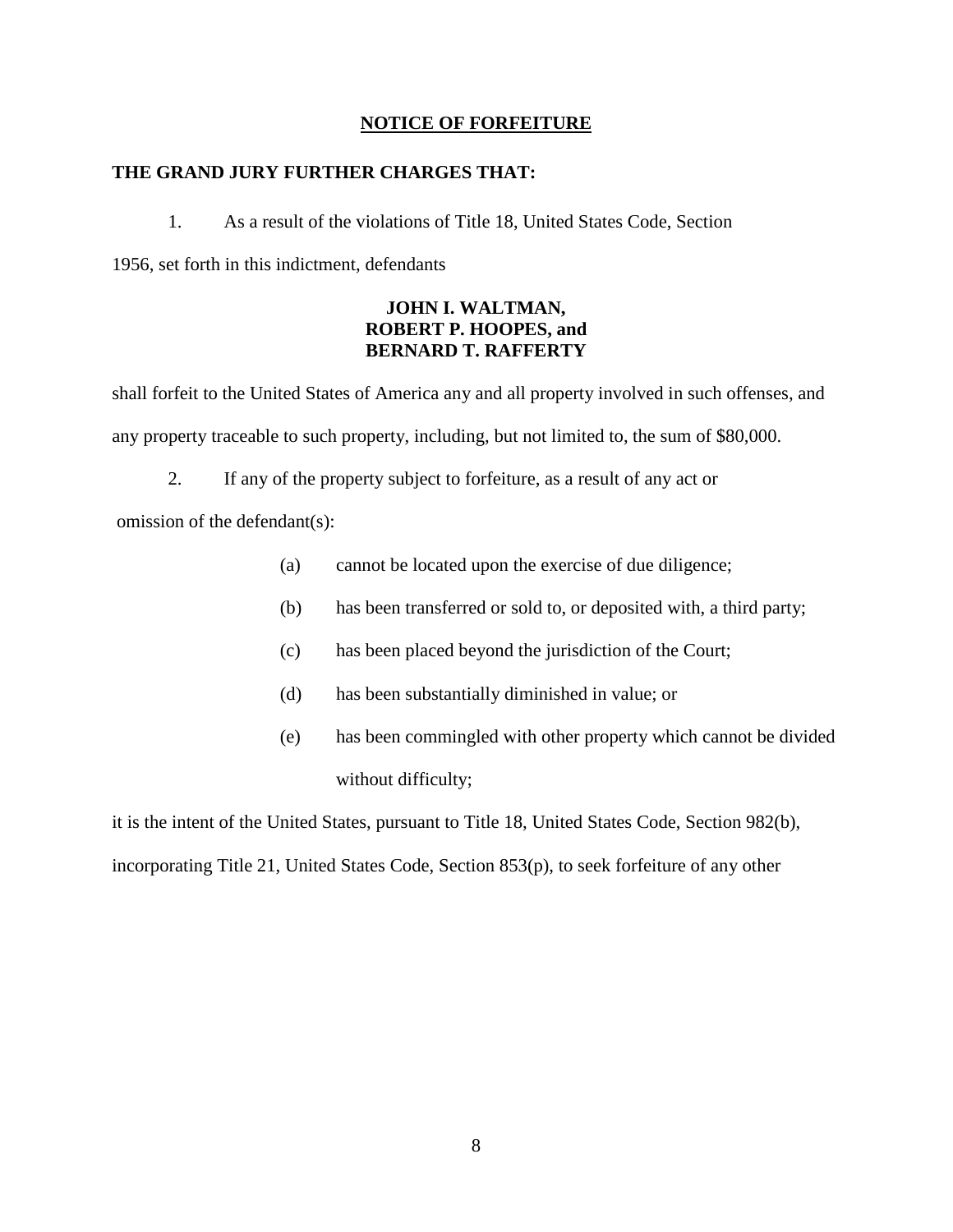## NOTICE OF FORFEITURE

**THE GRAND JURY FURTHER CHARGES THAT:**

1. As a result of the violations of Title 18, United States Code, Section 1956, set forth in this indictment, defendants

**JOHN I. WALTMAN,**
**ROBERT P. HOOPES, and**
**BERNARD T. RAFFERTY**

shall forfeit to the United States of America any and all property involved in such offenses, and any property traceable to such property, including, but not limited to, the sum of $80,000.

2. If any of the property subject to forfeiture, as a result of any act or omission of the defendant(s):

   (a) cannot be located upon the exercise of due diligence;

   (b) has been transferred or sold to, or deposited with, a third party;

   (c) has been placed beyond the jurisdiction of the Court;

   (d) has been substantially diminished in value; or

   (e) has been commingled with other property which cannot be divided without difficulty;

it is the intent of the United States, pursuant to Title 18, United States Code, Section 982(b), incorporating Title 21, United States Code, Section 853(p), to seek forfeiture of any other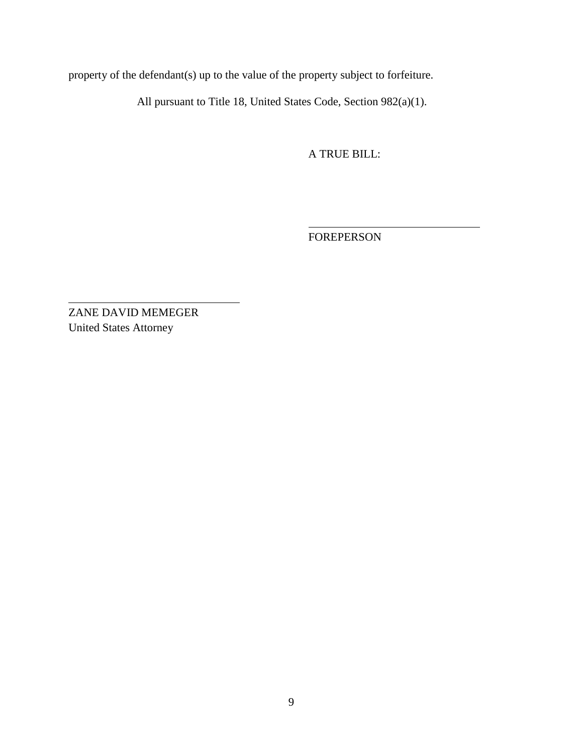property of the defendant(s) up to the value of the property subject to forfeiture.

All pursuant to Title 18, United States Code, Section 982(a)(1).

A TRUE BILL:

\_\_\_\_\_\_\_\_\_\_\_\_\_\_\_\_\_\_\_\_\_\_\_\_\_\_\_\_\_\_\_\_
FOREPERSON

\_\_\_\_\_\_\_\_\_\_\_\_\_\_\_\_\_\_\_\_\_\_\_\_\_\_\_\_\_\_\_\_
ZANE DAVID MEMEGER
United States Attorney